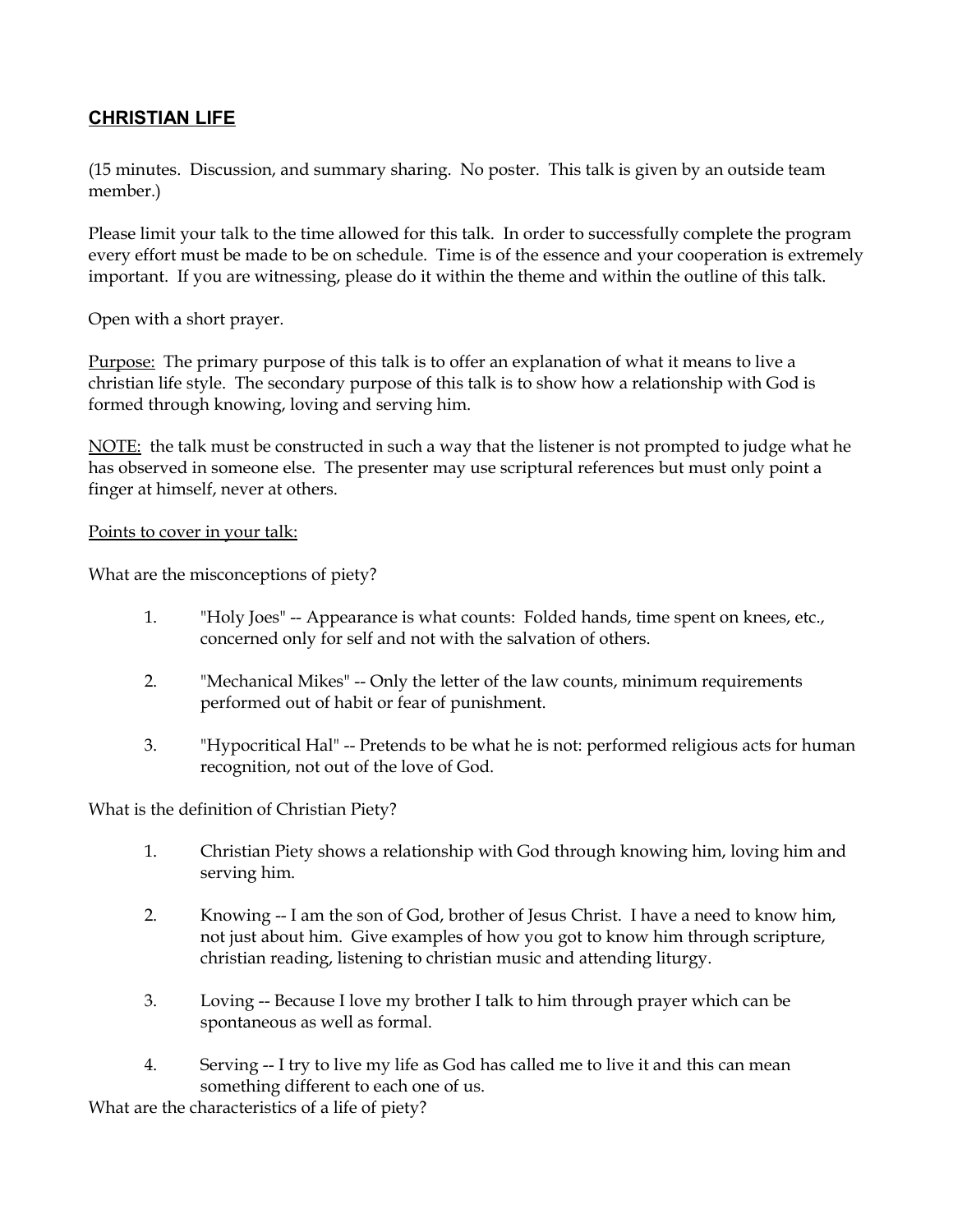## **CHRISTIAN LIFE**

(15 minutes. Discussion, and summary sharing. No poster. This talk is given by an outside team member.)

Please limit your talk to the time allowed for this talk. In order to successfully complete the program every effort must be made to be on schedule. Time is of the essence and your cooperation is extremely important. If you are witnessing, please do it within the theme and within the outline of this talk.

Open with a short prayer.

<u>Purpose:</u> The primary purpose of this talk is to offer an explanation of what it means to live a christian life style. The secondary purpose of this talk is to show how a relationship with God is formed through knowing, loving and serving him.

<u>NOTE:</u> the talk must be constructed in such a way that the listener is not prompted to judge what he has observed in someone else. The presenter may use scriptural references but must only point a finger at himself, never at others.

<u>Points to cover in your talk:</u>

What are the misconceptions of piety?

1. "Holy Joes" -- Appearance is what counts: Folded hands, time spent on knees, etc., concerned only for self and not with the salvation of others.

2. "Mechanical Mikes" -- Only the letter of the law counts, minimum requirements performed out of habit or fear of punishment.

3. "Hypocritical Hal" -- Pretends to be what he is not: performed religious acts for human recognition, not out of the love of God.

What is the definition of Christian Piety?

1. Christian Piety shows a relationship with God through knowing him, loving him and serving him.

2. Knowing -- I am the son of God, brother of Jesus Christ. I have a need to know him, not just about him. Give examples of how you got to know him through scripture, christian reading, listening to christian music and attending liturgy.

3. Loving -- Because I love my brother I talk to him through prayer which can be spontaneous as well as formal.

4. Serving -- I try to live my life as God has called me to live it and this can mean something different to each one of us.

What are the characteristics of a life of piety?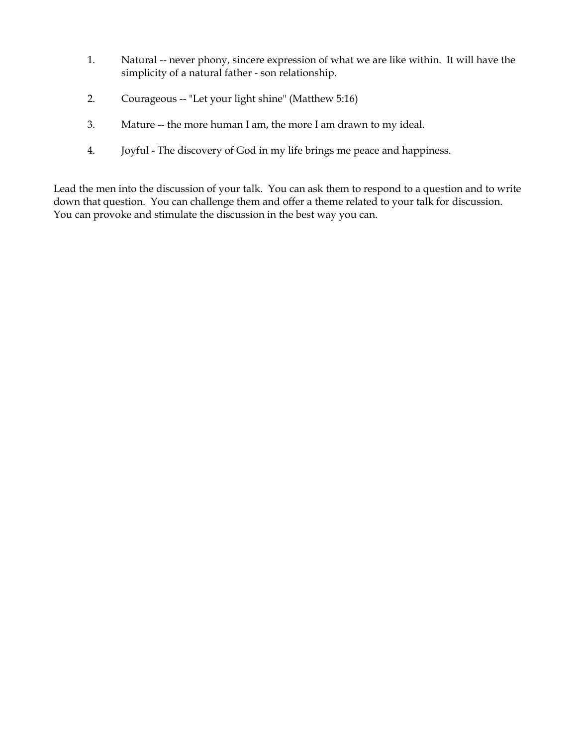1. Natural -- never phony, sincere expression of what we are like within. It will have the simplicity of a natural father - son relationship.

2. Courageous -- "Let your light shine" (Matthew 5:16)

3. Mature -- the more human I am, the more I am drawn to my ideal.

4. Joyful - The discovery of God in my life brings me peace and happiness.

Lead the men into the discussion of your talk. You can ask them to respond to a question and to write down that question. You can challenge them and offer a theme related to your talk for discussion. You can provoke and stimulate the discussion in the best way you can.